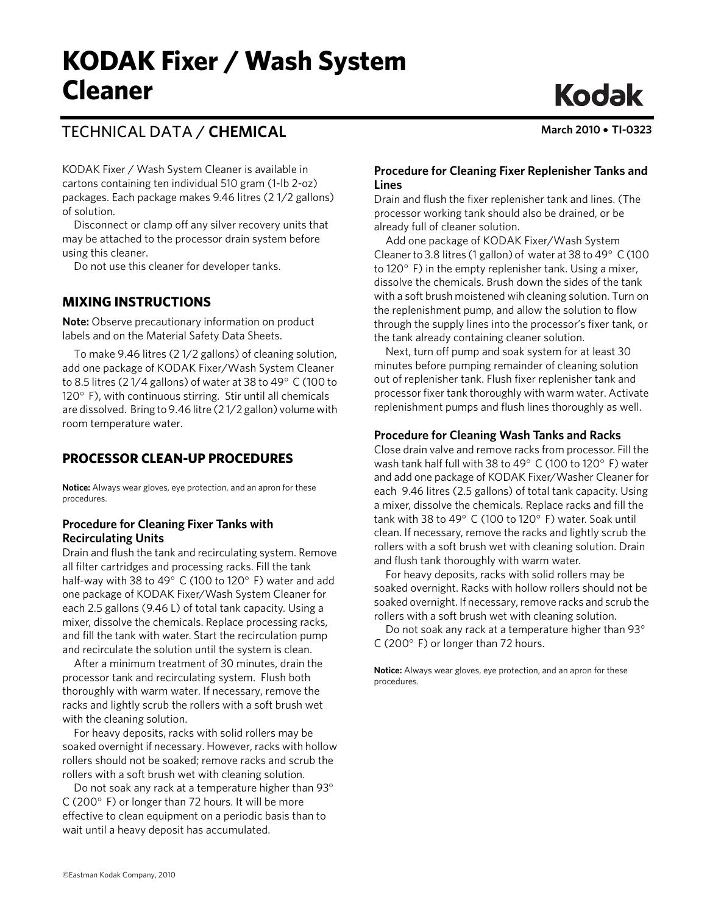# KODAK Fixer / Wash System Cleaner

Kodak

## TECHNICAL DATA / **CHEMICAL**

**March 2010 • TI-0323**

KODAK Fixer / Wash System Cleaner is available in cartons containing ten individual 510 gram (1-lb 2-oz) packages. Each package makes 9.46 litres (2 1/2 gallons) of solution.

Disconnect or clamp off any silver recovery units that may be attached to the processor drain system before using this cleaner.

Do not use this cleaner for developer tanks.

## MIXING INSTRUCTIONS

**Note:** Observe precautionary information on product labels and on the Material Safety Data Sheets.

To make 9.46 litres (2 1/2 gallons) of cleaning solution, add one package of KODAK Fixer/Wash System Cleaner to 8.5 litres (2 1/4 gallons) of water at 38 to 49° C (100 to 120° F), with continuous stirring. Stir until all chemicals are dissolved. Bring to 9.46 litre (2 1/2 gallon) volume with room temperature water.

## PROCESSOR CLEAN-UP PROCEDURES

**Notice:** Always wear gloves, eye protection, and an apron for these procedures.

### Procedure for Cleaning Fixer Tanks with Recirculating Units

Drain and flush the tank and recirculating system. Remove all filter cartridges and processing racks. Fill the tank half-way with 38 to 49° C (100 to 120° F) water and add one package of KODAK Fixer/Wash System Cleaner for each 2.5 gallons (9.46 L) of total tank capacity. Using a mixer, dissolve the chemicals. Replace processing racks, and fill the tank with water. Start the recirculation pump and recirculate the solution until the system is clean.

After a minimum treatment of 30 minutes, drain the processor tank and recirculating system. Flush both thoroughly with warm water. If necessary, remove the racks and lightly scrub the rollers with a soft brush wet with the cleaning solution.

For heavy deposits, racks with solid rollers may be soaked overnight if necessary. However, racks with hollow rollers should not be soaked; remove racks and scrub the rollers with a soft brush wet with cleaning solution.

Do not soak any rack at a temperature higher than 93° C (200° F) or longer than 72 hours. It will be more effective to clean equipment on a periodic basis than to wait until a heavy deposit has accumulated.

### Procedure for Cleaning Fixer Replenisher Tanks and Lines

Drain and flush the fixer replenisher tank and lines. (The processor working tank should also be drained, or be already full of cleaner solution.

Add one package of KODAK Fixer/Wash System Cleaner to 3.8 litres (1 gallon) of water at 38 to 49° C (100 to 120° F) in the empty replenisher tank. Using a mixer, dissolve the chemicals. Brush down the sides of the tank with a soft brush moistened wih cleaning solution. Turn on the replenishment pump, and allow the solution to flow through the supply lines into the processor's fixer tank, or the tank already containing cleaner solution.

Next, turn off pump and soak system for at least 30 minutes before pumping remainder of cleaning solution out of replenisher tank. Flush fixer replenisher tank and processor fixer tank thoroughly with warm water. Activate replenishment pumps and flush lines thoroughly as well.

### Procedure for Cleaning Wash Tanks and Racks

Close drain valve and remove racks from processor. Fill the wash tank half full with 38 to 49° C (100 to 120° F) water and add one package of KODAK Fixer/Washer Cleaner for each 9.46 litres (2.5 gallons) of total tank capacity. Using a mixer, dissolve the chemicals. Replace racks and fill the tank with 38 to 49° C (100 to 120° F) water. Soak until clean. If necessary, remove the racks and lightly scrub the rollers with a soft brush wet with cleaning solution. Drain and flush tank thoroughly with warm water.

For heavy deposits, racks with solid rollers may be soaked overnight. Racks with hollow rollers should not be soaked overnight. If necessary, remove racks and scrub the rollers with a soft brush wet with cleaning solution.

Do not soak any rack at a temperature higher than 93° C (200° F) or longer than 72 hours.

**Notice:** Always wear gloves, eye protection, and an apron for these procedures.

©Eastman Kodak Company, 2010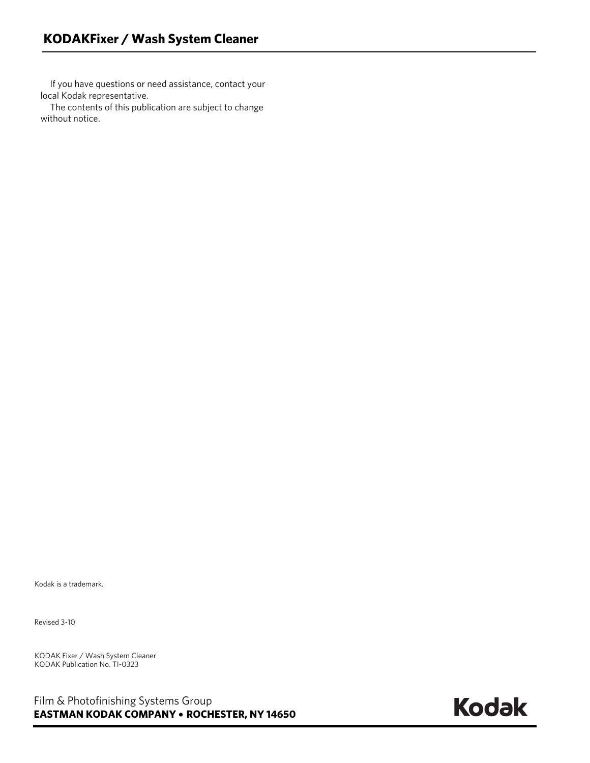If you have questions or need assistance, contact your local Kodak representative.

The contents of this publication are subject to change without notice.

Kodak is a trademark.

Revised 3-10

KODAK Fixer / Wash System Cleaner
KODAK Publication No. TI-0323

Film & Photofinishing Systems Group
**EASTMAN KODAK COMPANY • ROCHESTER, NY 14650**